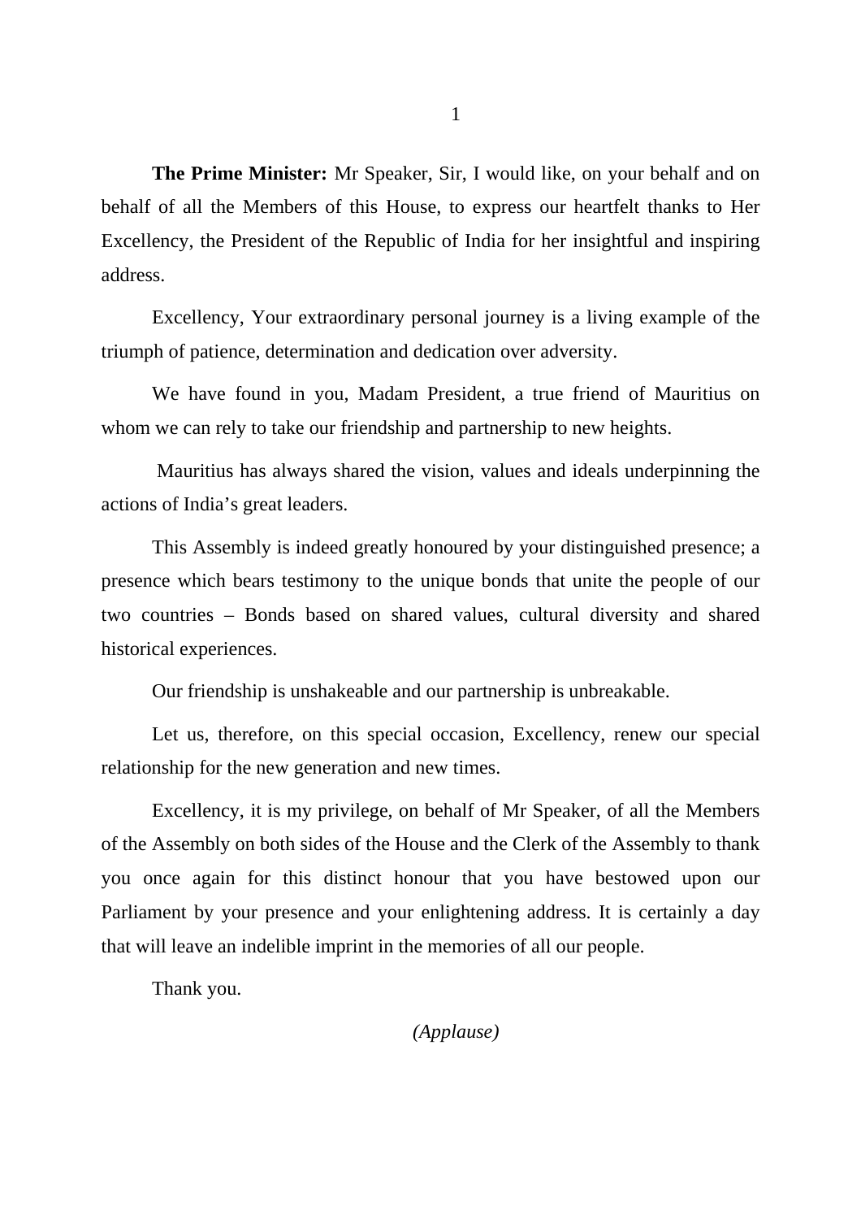**The Prime Minister:** Mr Speaker, Sir, I would like, on your behalf and on behalf of all the Members of this House, to express our heartfelt thanks to Her Excellency, the President of the Republic of India for her insightful and inspiring address.

Excellency, Your extraordinary personal journey is a living example of the triumph of patience, determination and dedication over adversity.

We have found in you, Madam President, a true friend of Mauritius on whom we can rely to take our friendship and partnership to new heights.

Mauritius has always shared the vision, values and ideals underpinning the actions of India's great leaders.

This Assembly is indeed greatly honoured by your distinguished presence; a presence which bears testimony to the unique bonds that unite the people of our two countries – Bonds based on shared values, cultural diversity and shared historical experiences.

Our friendship is unshakeable and our partnership is unbreakable.

Let us, therefore, on this special occasion, Excellency, renew our special relationship for the new generation and new times.

Excellency, it is my privilege, on behalf of Mr Speaker, of all the Members of the Assembly on both sides of the House and the Clerk of the Assembly to thank you once again for this distinct honour that you have bestowed upon our Parliament by your presence and your enlightening address. It is certainly a day that will leave an indelible imprint in the memories of all our people.

Thank you.

*(Applause)*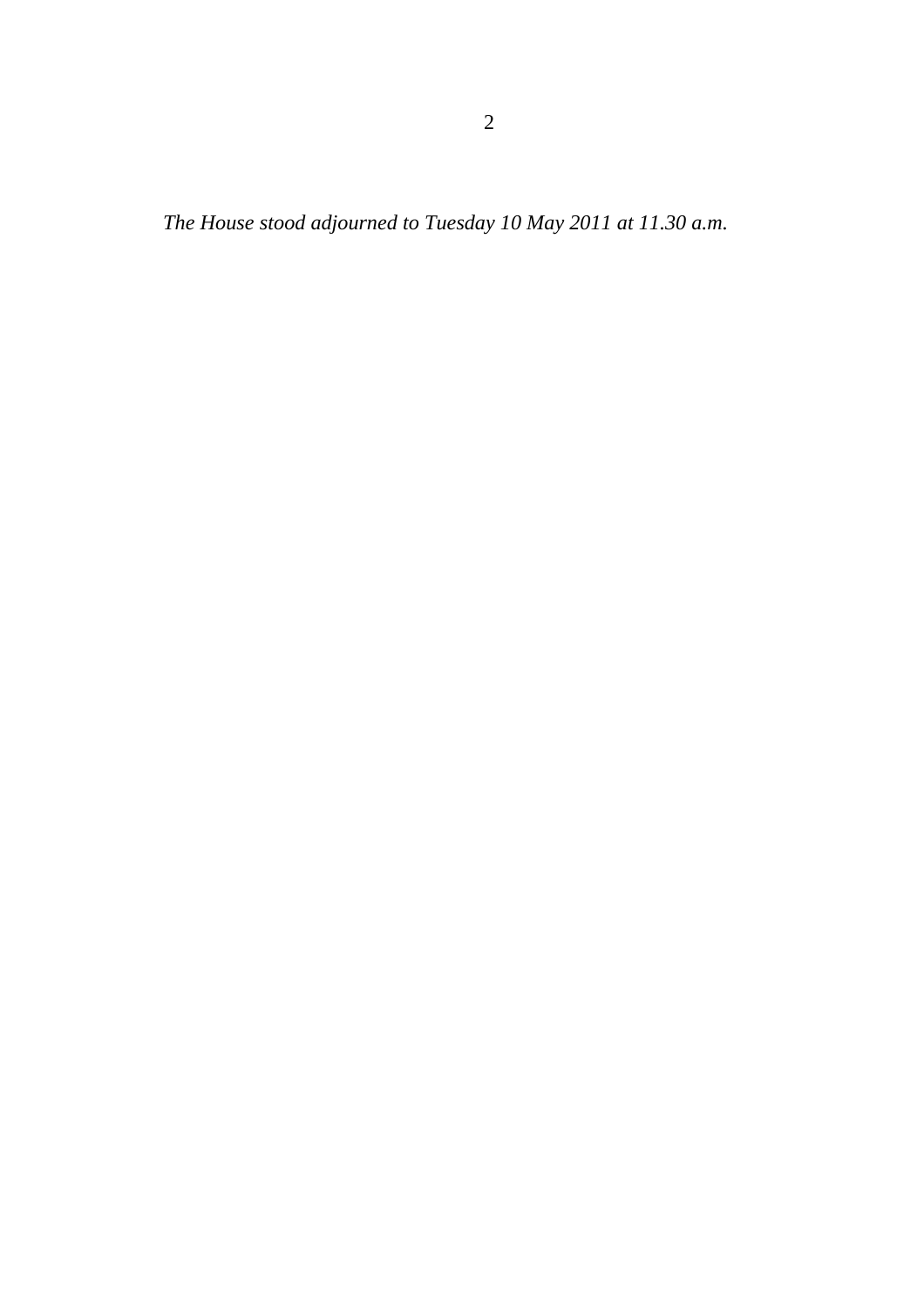*The House stood adjourned to Tuesday 10 May 2011 at 11.30 a.m.*